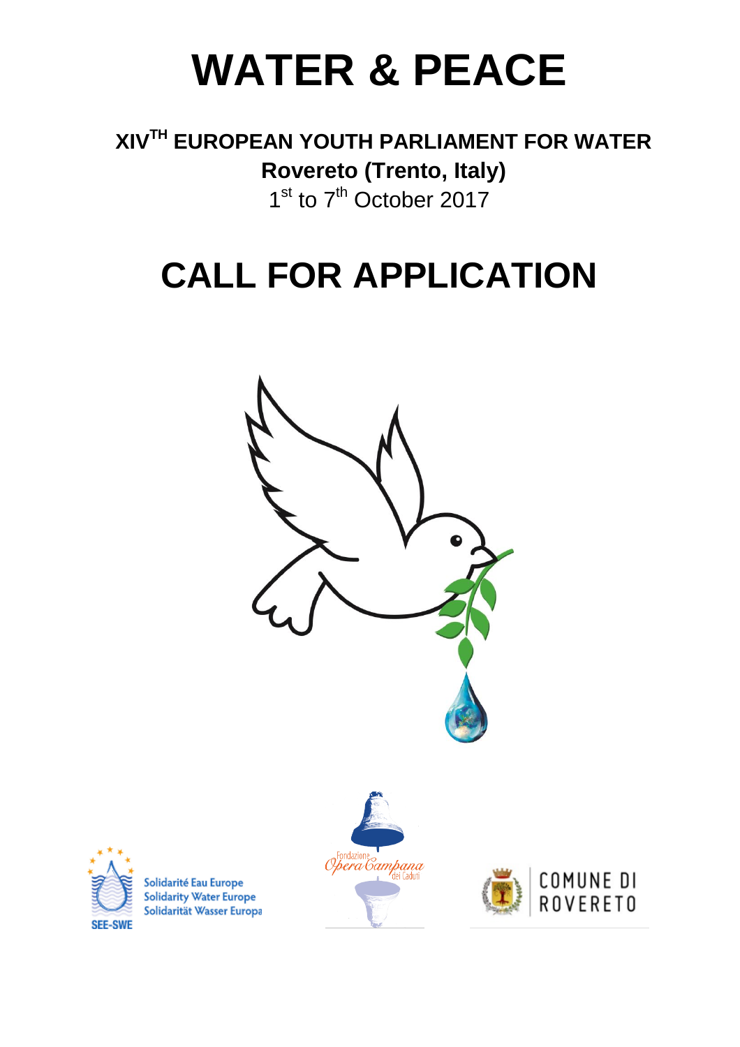# WATER & PEACE

**XIV$^{TH}$ EUROPEAN YOUTH PARLIAMENT FOR WATER**

**Rovereto (Trento, Italy)**

1$^{st}$ to 7$^{th}$ October 2017

# CALL FOR APPLICATION

Solidarité Eau Europe
Solidarity Water Europe
Solidarität Wasser Europa
SEE-SWE

Fondazione Opera Campana dei Caduti

COMUNE DI ROVERETO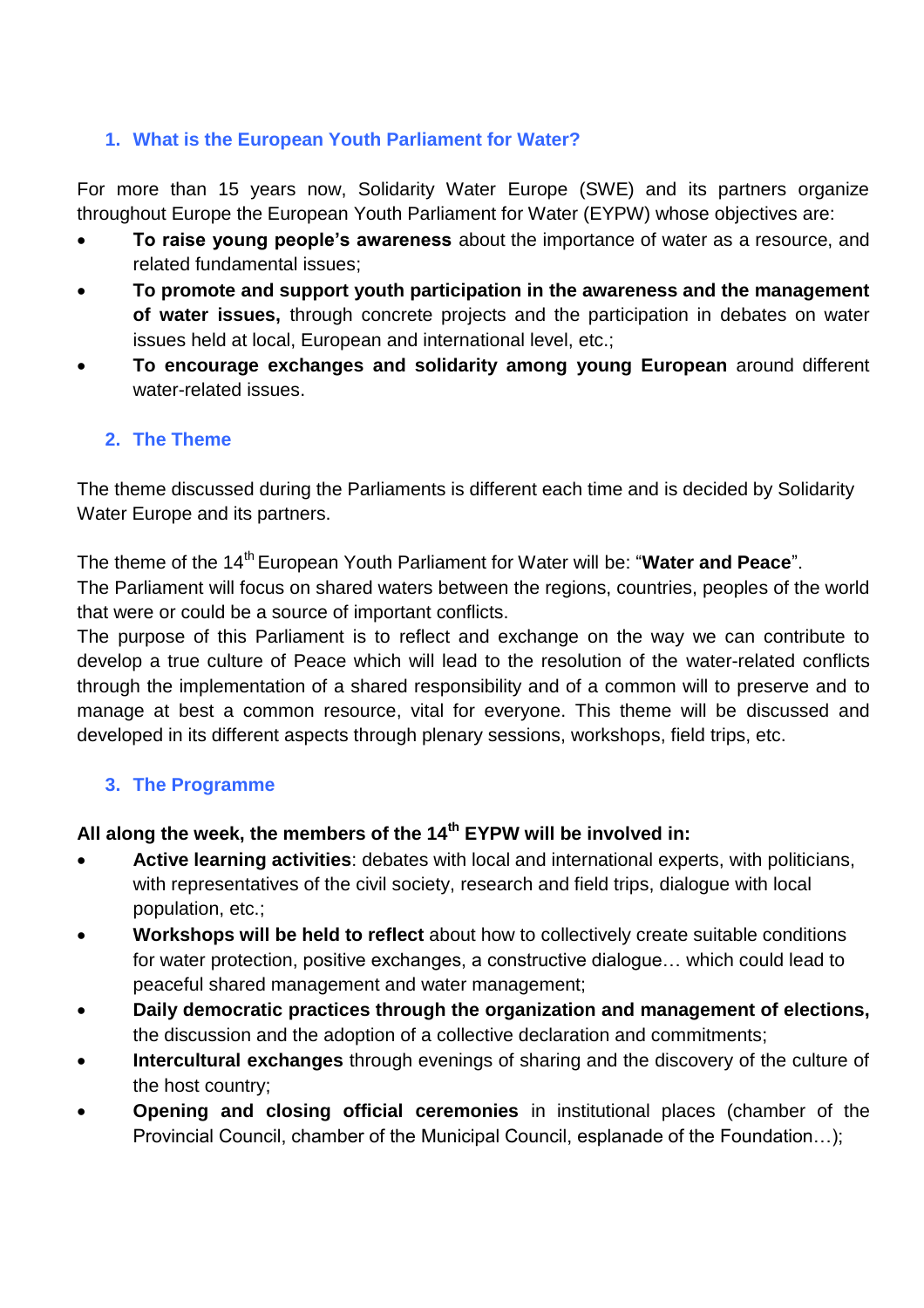## 1. What is the European Youth Parliament for Water?

For more than 15 years now, Solidarity Water Europe (SWE) and its partners organize throughout Europe the European Youth Parliament for Water (EYPW) whose objectives are:

- **To raise young people's awareness** about the importance of water as a resource, and related fundamental issues;
- **To promote and support youth participation in the awareness and the management of water issues,** through concrete projects and the participation in debates on water issues held at local, European and international level, etc.;
- **To encourage exchanges and solidarity among young European** around different water-related issues.

## 2. The Theme

The theme discussed during the Parliaments is different each time and is decided by Solidarity Water Europe and its partners.

The theme of the 14th European Youth Parliament for Water will be: "**Water and Peace**".
The Parliament will focus on shared waters between the regions, countries, peoples of the world that were or could be a source of important conflicts.
The purpose of this Parliament is to reflect and exchange on the way we can contribute to develop a true culture of Peace which will lead to the resolution of the water-related conflicts through the implementation of a shared responsibility and of a common will to preserve and to manage at best a common resource, vital for everyone. This theme will be discussed and developed in its different aspects through plenary sessions, workshops, field trips, etc.

## 3. The Programme

**All along the week, the members of the 14th EYPW will be involved in:**

- **Active learning activities**: debates with local and international experts, with politicians, with representatives of the civil society, research and field trips, dialogue with local population, etc.;
- **Workshops will be held to reflect** about how to collectively create suitable conditions for water protection, positive exchanges, a constructive dialogue… which could lead to peaceful shared management and water management;
- **Daily democratic practices through the organization and management of elections,** the discussion and the adoption of a collective declaration and commitments;
- **Intercultural exchanges** through evenings of sharing and the discovery of the culture of the host country;
- **Opening and closing official ceremonies** in institutional places (chamber of the Provincial Council, chamber of the Municipal Council, esplanade of the Foundation…);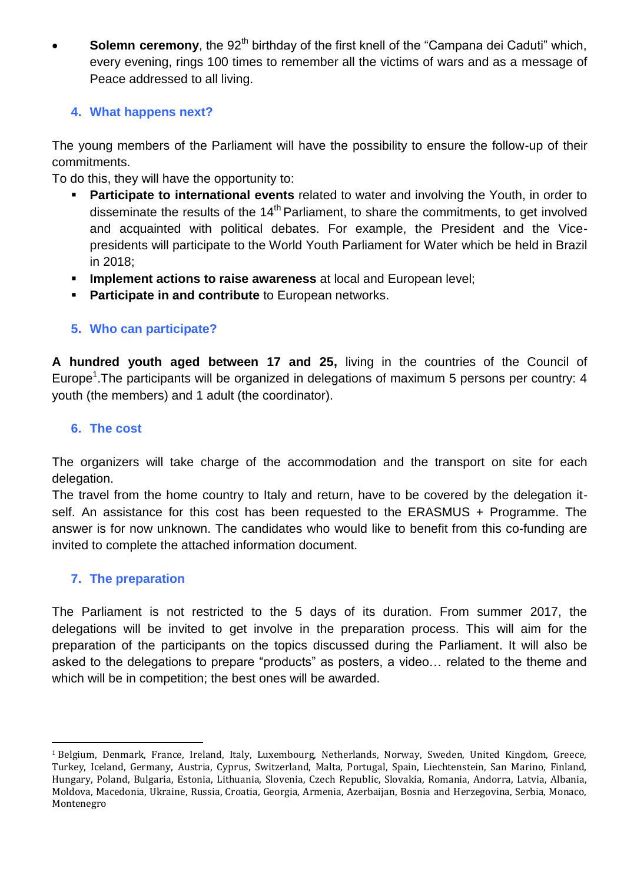- **Solemn ceremony**, the 92th birthday of the first knell of the “Campana dei Caduti” which, every evening, rings 100 times to remember all the victims of wars and as a message of Peace addressed to all living.

## 4. What happens next?

The young members of the Parliament will have the possibility to ensure the follow-up of their commitments.
To do this, they will have the opportunity to:

- **Participate to international events** related to water and involving the Youth, in order to disseminate the results of the 14th Parliament, to share the commitments, to get involved and acquainted with political debates. For example, the President and the Vice-presidents will participate to the World Youth Parliament for Water which be held in Brazil in 2018;
- **Implement actions to raise awareness** at local and European level;
- **Participate in and contribute** to European networks.

## 5. Who can participate?

**A hundred youth aged between 17 and 25,** living in the countries of the Council of Europe[1].The participants will be organized in delegations of maximum 5 persons per country: 4 youth (the members) and 1 adult (the coordinator).

## 6. The cost

The organizers will take charge of the accommodation and the transport on site for each delegation.
The travel from the home country to Italy and return, have to be covered by the delegation it-self. An assistance for this cost has been requested to the ERASMUS + Programme. The answer is for now unknown. The candidates who would like to benefit from this co-funding are invited to complete the attached information document.

## 7. The preparation

The Parliament is not restricted to the 5 days of its duration. From summer 2017, the delegations will be invited to get involve in the preparation process. This will aim for the preparation of the participants on the topics discussed during the Parliament. It will also be asked to the delegations to prepare “products” as posters, a video… related to the theme and which will be in competition; the best ones will be awarded.

---

[1] Belgium, Denmark, France, Ireland, Italy, Luxembourg, Netherlands, Norway, Sweden, United Kingdom, Greece, Turkey, Iceland, Germany, Austria, Cyprus, Switzerland, Malta, Portugal, Spain, Liechtenstein, San Marino, Finland, Hungary, Poland, Bulgaria, Estonia, Lithuania, Slovenia, Czech Republic, Slovakia, Romania, Andorra, Latvia, Albania, Moldova, Macedonia, Ukraine, Russia, Croatia, Georgia, Armenia, Azerbaijan, Bosnia and Herzegovina, Serbia, Monaco, Montenegro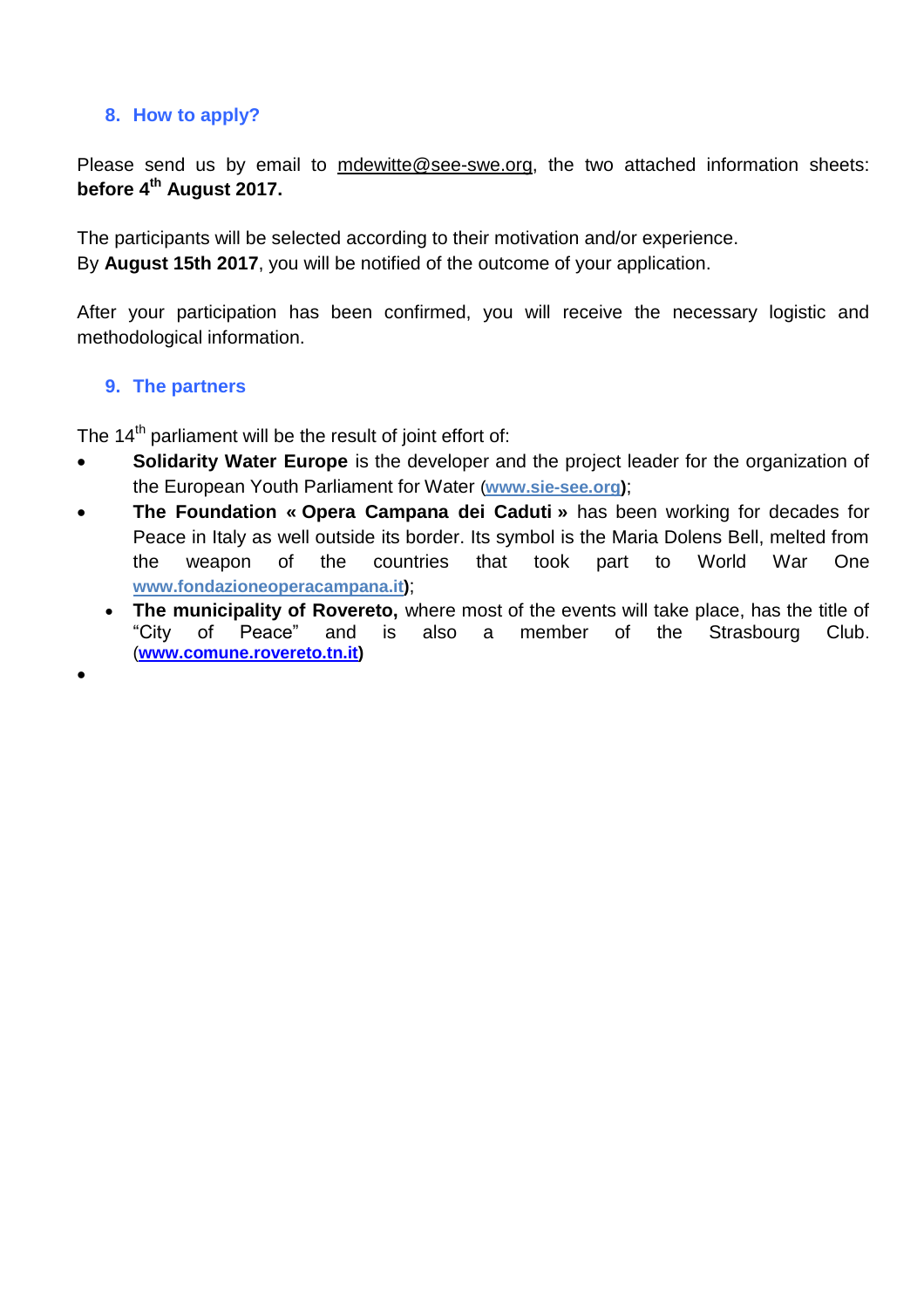## 8. How to apply?

Please send us by email to mdewitte@see-swe.org, the two attached information sheets: **before 4th August 2017.**

The participants will be selected according to their motivation and/or experience.
By **August 15th 2017**, you will be notified of the outcome of your application.

After your participation has been confirmed, you will receive the necessary logistic and methodological information.

## 9. The partners

The 14th parliament will be the result of joint effort of:

- **Solidarity Water Europe** is the developer and the project leader for the organization of the European Youth Parliament for Water (**www.sie-see.org**);
- **The Foundation « Opera Campana dei Caduti »** has been working for decades for Peace in Italy as well outside its border. Its symbol is the Maria Dolens Bell, melted from the weapon of the countries that took part to World War One **www.fondazioneoperacampana.it**);
  - **The municipality of Rovereto,** where most of the events will take place, has the title of "City of Peace" and is also a member of the Strasbourg Club. (**www.comune.rovereto.tn.it**)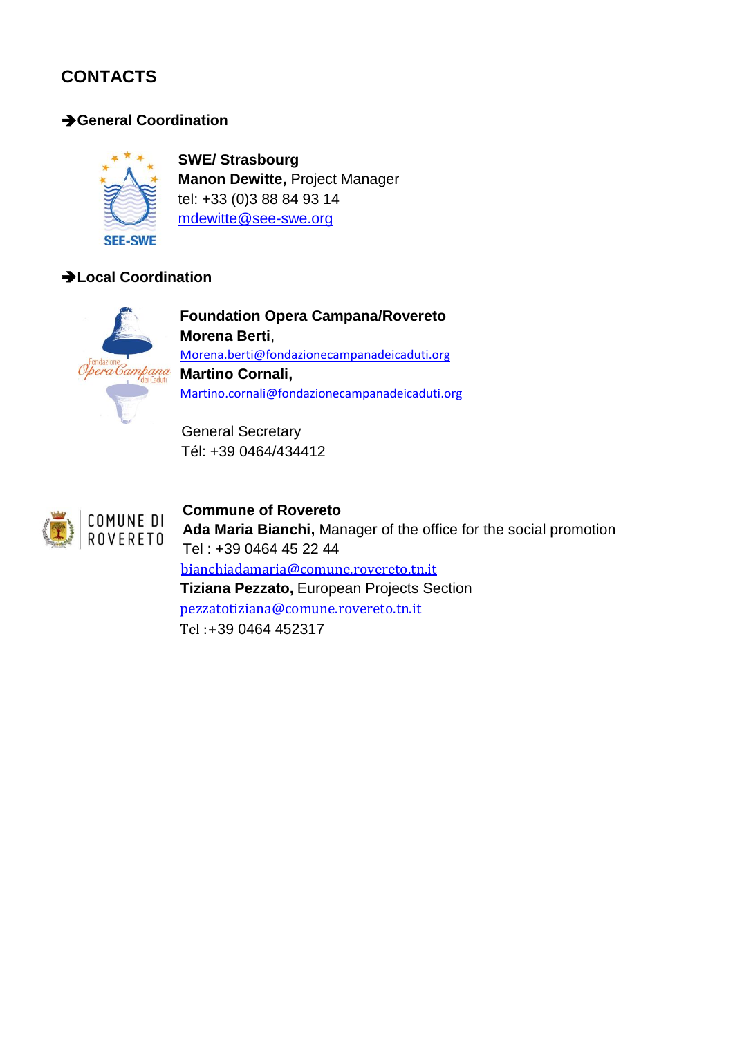## CONTACTS

### ➔General Coordination

**SWE/ Strasbourg**
**Manon Dewitte,** Project Manager
tel: +33 (0)3 88 84 93 14
mdewitte@see-swe.org

### ➔Local Coordination

**Foundation Opera Campana/Rovereto**
**Morena Berti**,
Morena.berti@fondazionecampanadeicaduti.org
**Martino Cornali,**
Martino.cornali@fondazionecampanadeicaduti.org

General Secretary
Tél: +39 0464/434412

**Commune of Rovereto**
**Ada Maria Bianchi,** Manager of the office for the social promotion
Tel : +39 0464 45 22 44
bianchiadamaria@comune.rovereto.tn.it
**Tiziana Pezzato,** European Projects Section
pezzatotiziana@comune.rovereto.tn.it
Tel :+39 0464 452317